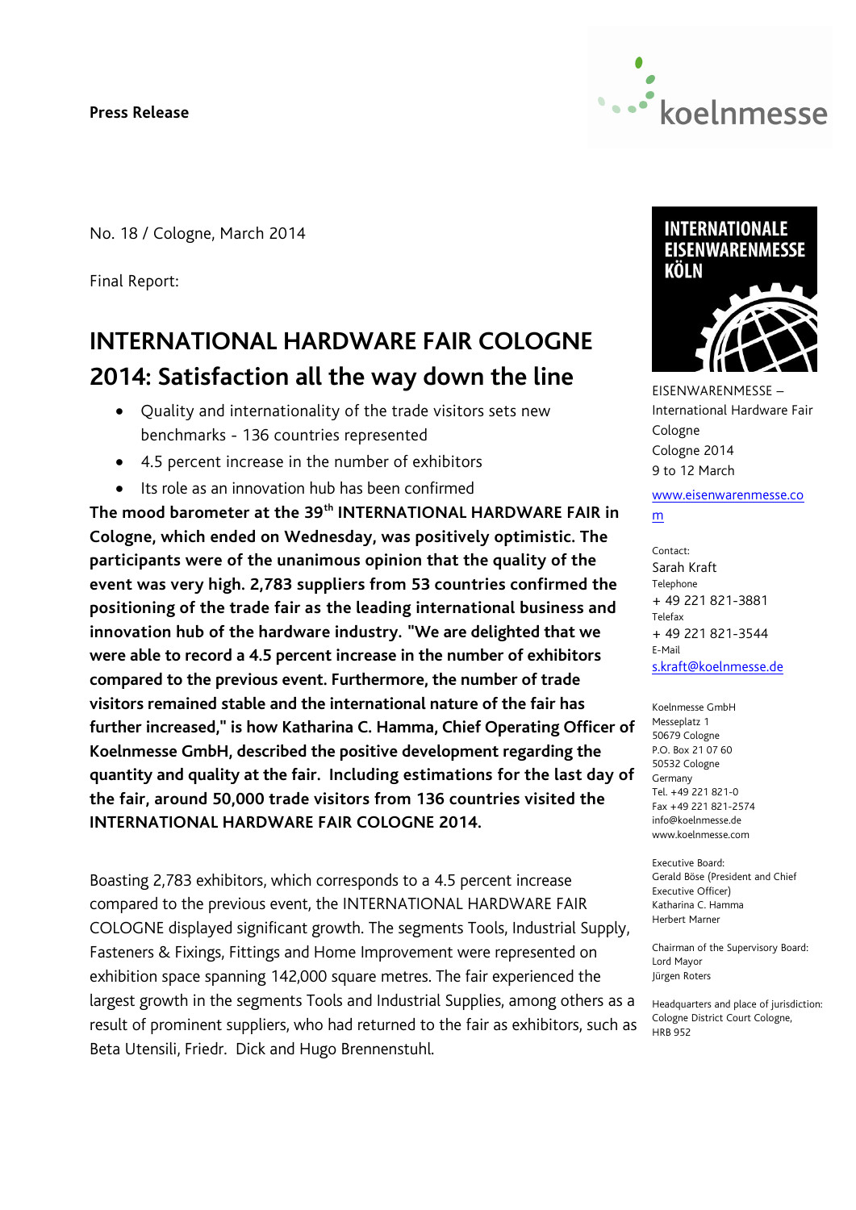**Press Release**

No. 18 / Cologne, March 2014

Final Report:

# INTERNATIONAL HARDWARE FAIR COLOGNE 2014: Satisfaction all the way down the line

- Quality and internationality of the trade visitors sets new benchmarks - 136 countries represented
- 4.5 percent increase in the number of exhibitors
- Its role as an innovation hub has been confirmed

**The mood barometer at the 39th INTERNATIONAL HARDWARE FAIR in Cologne, which ended on Wednesday, was positively optimistic. The participants were of the unanimous opinion that the quality of the event was very high. 2,783 suppliers from 53 countries confirmed the positioning of the trade fair as the leading international business and innovation hub of the hardware industry. "We are delighted that we were able to record a 4.5 percent increase in the number of exhibitors compared to the previous event. Furthermore, the number of trade visitors remained stable and the international nature of the fair has further increased," is how Katharina C. Hamma, Chief Operating Officer of Koelnmesse GmbH, described the positive development regarding the quantity and quality at the fair. Including estimations for the last day of the fair, around 50,000 trade visitors from 136 countries visited the INTERNATIONAL HARDWARE FAIR COLOGNE 2014.**

Boasting 2,783 exhibitors, which corresponds to a 4.5 percent increase compared to the previous event, the INTERNATIONAL HARDWARE FAIR COLOGNE displayed significant growth. The segments Tools, Industrial Supply, Fasteners & Fixings, Fittings and Home Improvement were represented on exhibition space spanning 142,000 square metres. The fair experienced the largest growth in the segments Tools and Industrial Supplies, among others as a result of prominent suppliers, who had returned to the fair as exhibitors, such as Beta Utensili, Friedr. Dick and Hugo Brennenstuhl.

INTERNATIONALE EISENWARENMESSE KÖLN

EISENWARENMESSE – International Hardware Fair Cologne
Cologne 2014
9 to 12 March

www.eisenwarenmesse.com

Contact:
Sarah Kraft
Telephone
+ 49 221 821-3881
Telefax
+ 49 221 821-3544
E-Mail
s.kraft@koelnmesse.de

Koelnmesse GmbH
Messeplatz 1
50679 Cologne
P.O. Box 21 07 60
50532 Cologne
Germany
Tel. +49 221 821-0
Fax +49 221 821-2574
info@koelnmesse.de
www.koelnmesse.com

Executive Board:
Gerald Böse (President and Chief Executive Officer)
Katharina C. Hamma
Herbert Marner

Chairman of the Supervisory Board:
Lord Mayor
Jürgen Roters

Headquarters and place of jurisdiction:
Cologne District Court Cologne,
HRB 952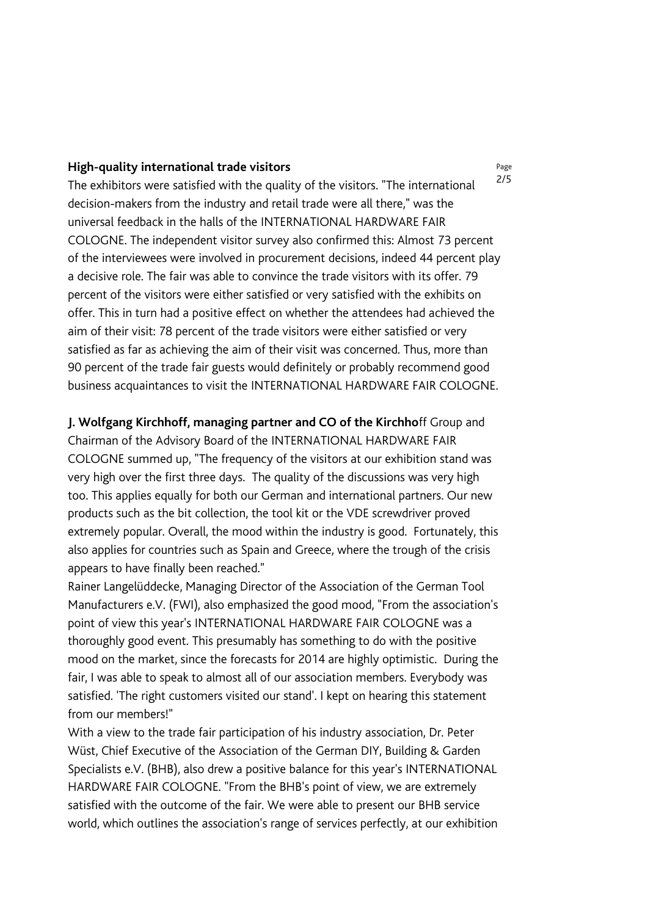**High-quality international trade visitors**

The exhibitors were satisfied with the quality of the visitors. "The international decision-makers from the industry and retail trade were all there," was the universal feedback in the halls of the INTERNATIONAL HARDWARE FAIR COLOGNE. The independent visitor survey also confirmed this: Almost 73 percent of the interviewees were involved in procurement decisions, indeed 44 percent play a decisive role. The fair was able to convince the trade visitors with its offer. 79 percent of the visitors were either satisfied or very satisfied with the exhibits on offer. This in turn had a positive effect on whether the attendees had achieved the aim of their visit: 78 percent of the trade visitors were either satisfied or very satisfied as far as achieving the aim of their visit was concerned. Thus, more than 90 percent of the trade fair guests would definitely or probably recommend good business acquaintances to visit the INTERNATIONAL HARDWARE FAIR COLOGNE.

**J. Wolfgang Kirchhoff, managing partner and CO of the Kirchho**ff Group and Chairman of the Advisory Board of the INTERNATIONAL HARDWARE FAIR COLOGNE summed up, "The frequency of the visitors at our exhibition stand was very high over the first three days. The quality of the discussions was very high too. This applies equally for both our German and international partners. Our new products such as the bit collection, the tool kit or the VDE screwdriver proved extremely popular. Overall, the mood within the industry is good. Fortunately, this also applies for countries such as Spain and Greece, where the trough of the crisis appears to have finally been reached."

Rainer Langelüddecke, Managing Director of the Association of the German Tool Manufacturers e.V. (FWI), also emphasized the good mood, "From the association's point of view this year's INTERNATIONAL HARDWARE FAIR COLOGNE was a thoroughly good event. This presumably has something to do with the positive mood on the market, since the forecasts for 2014 are highly optimistic. During the fair, I was able to speak to almost all of our association members. Everybody was satisfied. 'The right customers visited our stand'. I kept on hearing this statement from our members!"

With a view to the trade fair participation of his industry association, Dr. Peter Wüst, Chief Executive of the Association of the German DIY, Building & Garden Specialists e.V. (BHB), also drew a positive balance for this year's INTERNATIONAL HARDWARE FAIR COLOGNE. "From the BHB's point of view, we are extremely satisfied with the outcome of the fair. We were able to present our BHB service world, which outlines the association's range of services perfectly, at our exhibition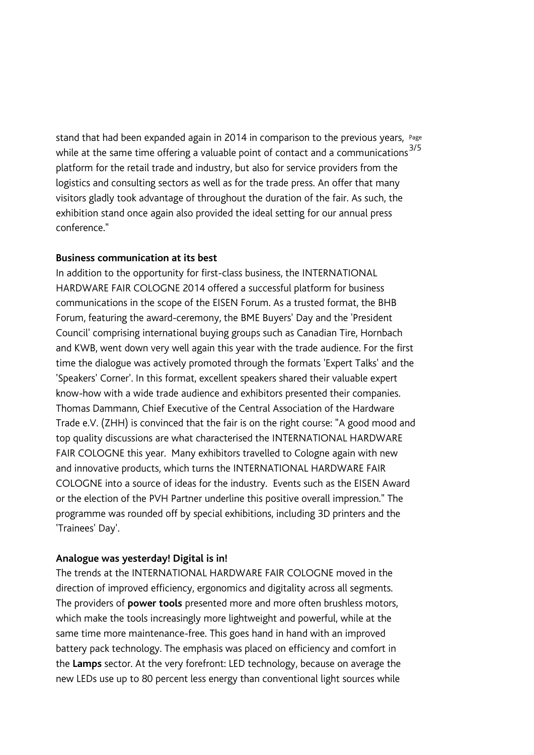stand that had been expanded again in 2014 in comparison to the previous years, while at the same time offering a valuable point of contact and a communications platform for the retail trade and industry, but also for service providers from the logistics and consulting sectors as well as for the trade press. An offer that many visitors gladly took advantage of throughout the duration of the fair. As such, the exhibition stand once again also provided the ideal setting for our annual press conference."

**Business communication at its best**

In addition to the opportunity for first-class business, the INTERNATIONAL HARDWARE FAIR COLOGNE 2014 offered a successful platform for business communications in the scope of the EISEN Forum. As a trusted format, the BHB Forum, featuring the award-ceremony, the BME Buyers' Day and the 'President Council' comprising international buying groups such as Canadian Tire, Hornbach and KWB, went down very well again this year with the trade audience. For the first time the dialogue was actively promoted through the formats 'Expert Talks' and the 'Speakers' Corner'. In this format, excellent speakers shared their valuable expert know-how with a wide trade audience and exhibitors presented their companies. Thomas Dammann, Chief Executive of the Central Association of the Hardware Trade e.V. (ZHH) is convinced that the fair is on the right course: "A good mood and top quality discussions are what characterised the INTERNATIONAL HARDWARE FAIR COLOGNE this year. Many exhibitors travelled to Cologne again with new and innovative products, which turns the INTERNATIONAL HARDWARE FAIR COLOGNE into a source of ideas for the industry. Events such as the EISEN Award or the election of the PVH Partner underline this positive overall impression." The programme was rounded off by special exhibitions, including 3D printers and the 'Trainees' Day'.

**Analogue was yesterday! Digital is in!**

The trends at the INTERNATIONAL HARDWARE FAIR COLOGNE moved in the direction of improved efficiency, ergonomics and digitality across all segments. The providers of **power tools** presented more and more often brushless motors, which make the tools increasingly more lightweight and powerful, while at the same time more maintenance-free. This goes hand in hand with an improved battery pack technology. The emphasis was placed on efficiency and comfort in the **Lamps** sector. At the very forefront: LED technology, because on average the new LEDs use up to 80 percent less energy than conventional light sources while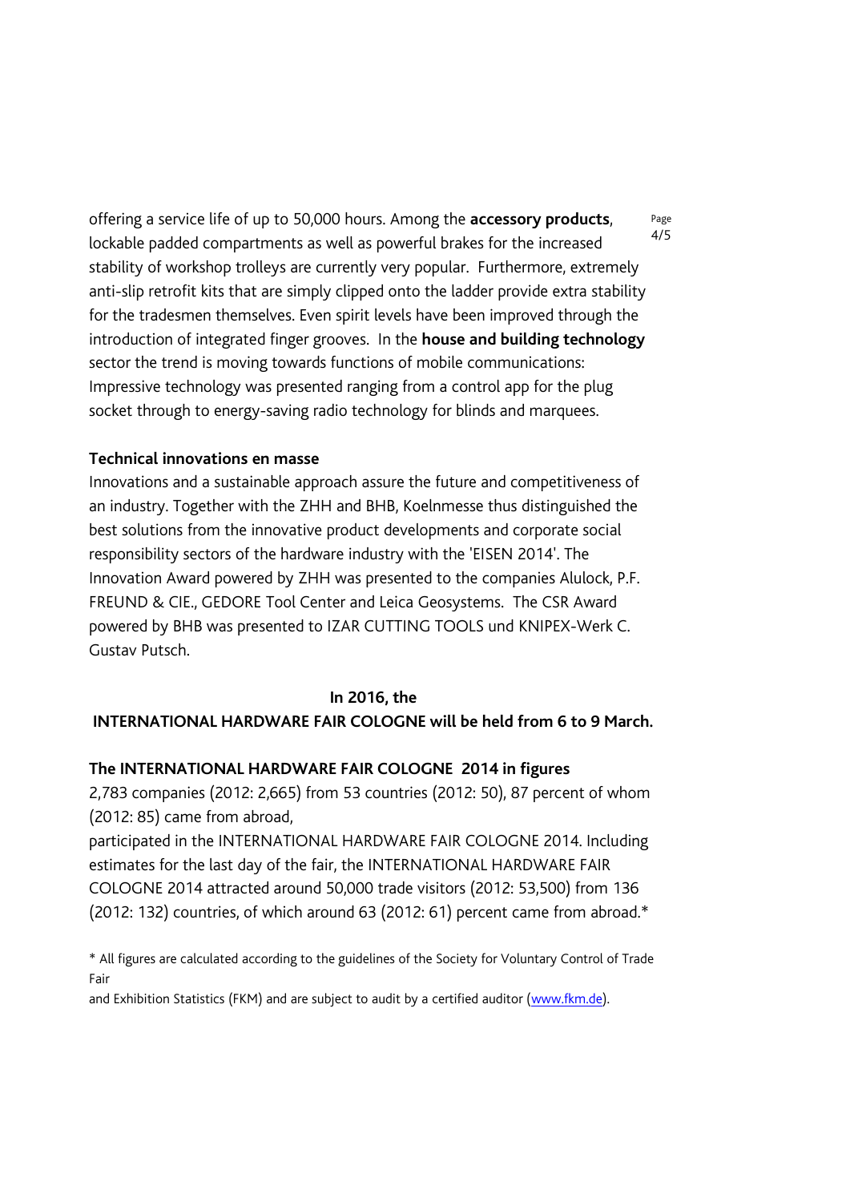offering a service life of up to 50,000 hours. Among the **accessory products**, lockable padded compartments as well as powerful brakes for the increased stability of workshop trolleys are currently very popular. Furthermore, extremely anti-slip retrofit kits that are simply clipped onto the ladder provide extra stability for the tradesmen themselves. Even spirit levels have been improved through the introduction of integrated finger grooves. In the **house and building technology** sector the trend is moving towards functions of mobile communications: Impressive technology was presented ranging from a control app for the plug socket through to energy-saving radio technology for blinds and marquees.

**Technical innovations en masse**

Innovations and a sustainable approach assure the future and competitiveness of an industry. Together with the ZHH and BHB, Koelnmesse thus distinguished the best solutions from the innovative product developments and corporate social responsibility sectors of the hardware industry with the 'EISEN 2014'. The Innovation Award powered by ZHH was presented to the companies Alulock, P.F. FREUND & CIE., GEDORE Tool Center and Leica Geosystems. The CSR Award powered by BHB was presented to IZAR CUTTING TOOLS und KNIPEX-Werk C. Gustav Putsch.

**In 2016, the INTERNATIONAL HARDWARE FAIR COLOGNE will be held from 6 to 9 March.**

**The INTERNATIONAL HARDWARE FAIR COLOGNE 2014 in figures**

2,783 companies (2012: 2,665) from 53 countries (2012: 50), 87 percent of whom (2012: 85) came from abroad,
participated in the INTERNATIONAL HARDWARE FAIR COLOGNE 2014. Including estimates for the last day of the fair, the INTERNATIONAL HARDWARE FAIR COLOGNE 2014 attracted around 50,000 trade visitors (2012: 53,500) from 136 (2012: 132) countries, of which around 63 (2012: 61) percent came from abroad.*

\* All figures are calculated according to the guidelines of the Society for Voluntary Control of Trade Fair
and Exhibition Statistics (FKM) and are subject to audit by a certified auditor (www.fkm.de).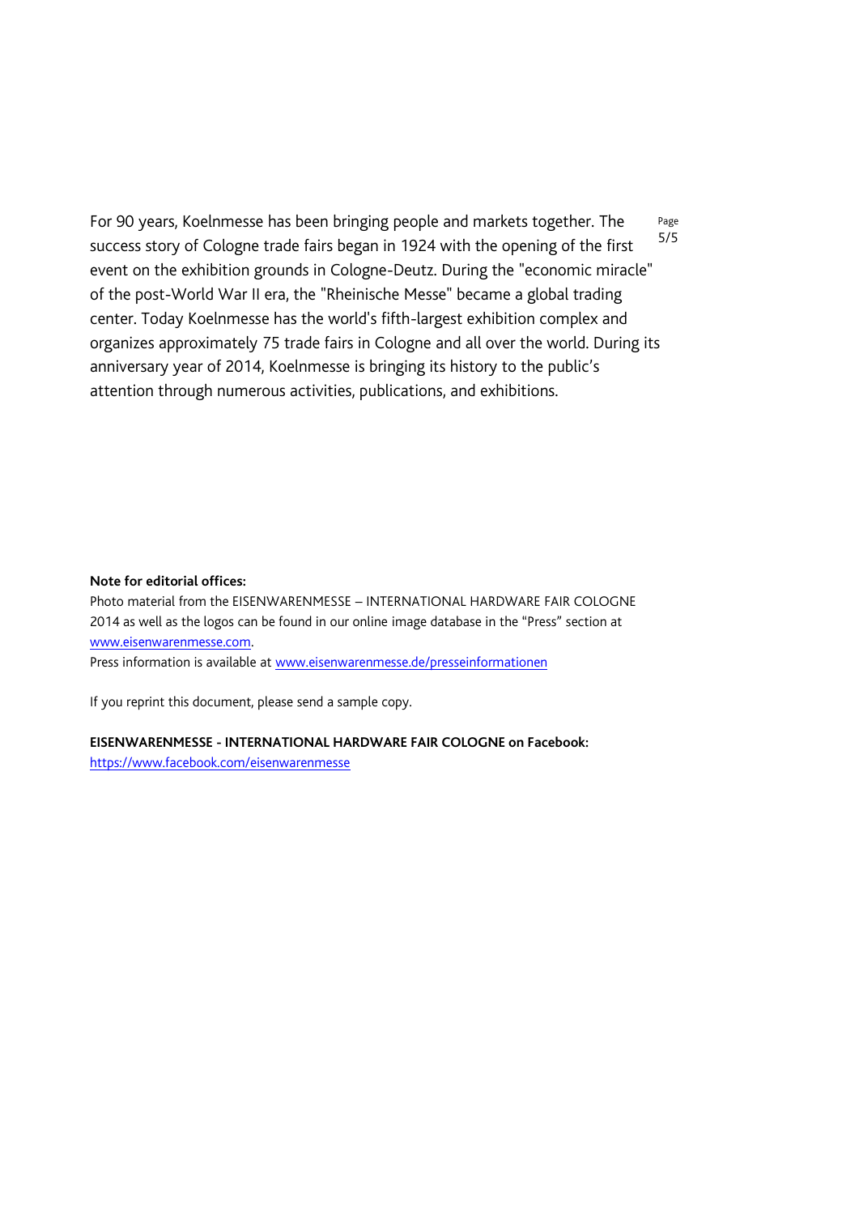For 90 years, Koelnmesse has been bringing people and markets together. The success story of Cologne trade fairs began in 1924 with the opening of the first event on the exhibition grounds in Cologne-Deutz. During the "economic miracle" of the post-World War II era, the "Rheinische Messe" became a global trading center. Today Koelnmesse has the world's fifth-largest exhibition complex and organizes approximately 75 trade fairs in Cologne and all over the world. During its anniversary year of 2014, Koelnmesse is bringing its history to the public's attention through numerous activities, publications, and exhibitions.

**Note for editorial offices:**
Photo material from the EISENWARENMESSE – INTERNATIONAL HARDWARE FAIR COLOGNE 2014 as well as the logos can be found in our online image database in the "Press" section at www.eisenwarenmesse.com.
Press information is available at www.eisenwarenmesse.de/presseinformationen

If you reprint this document, please send a sample copy.

**EISENWARENMESSE - INTERNATIONAL HARDWARE FAIR COLOGNE on Facebook:**
https://www.facebook.com/eisenwarenmesse